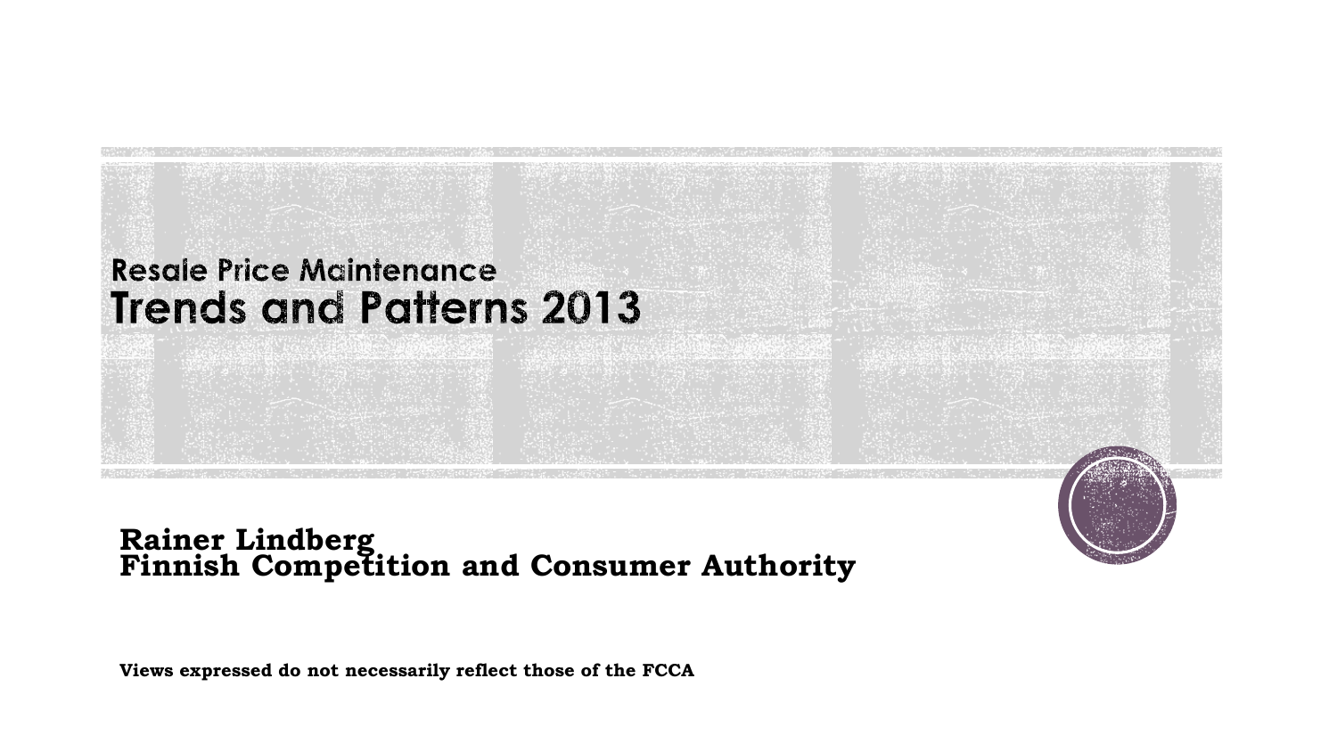# Resale Price Maintenance
# Trends and Patterns 2013

**Rainer Lindberg**
**Finnish Competition and Consumer Authority**

**Views expressed do not necessarily reflect those of the FCCA**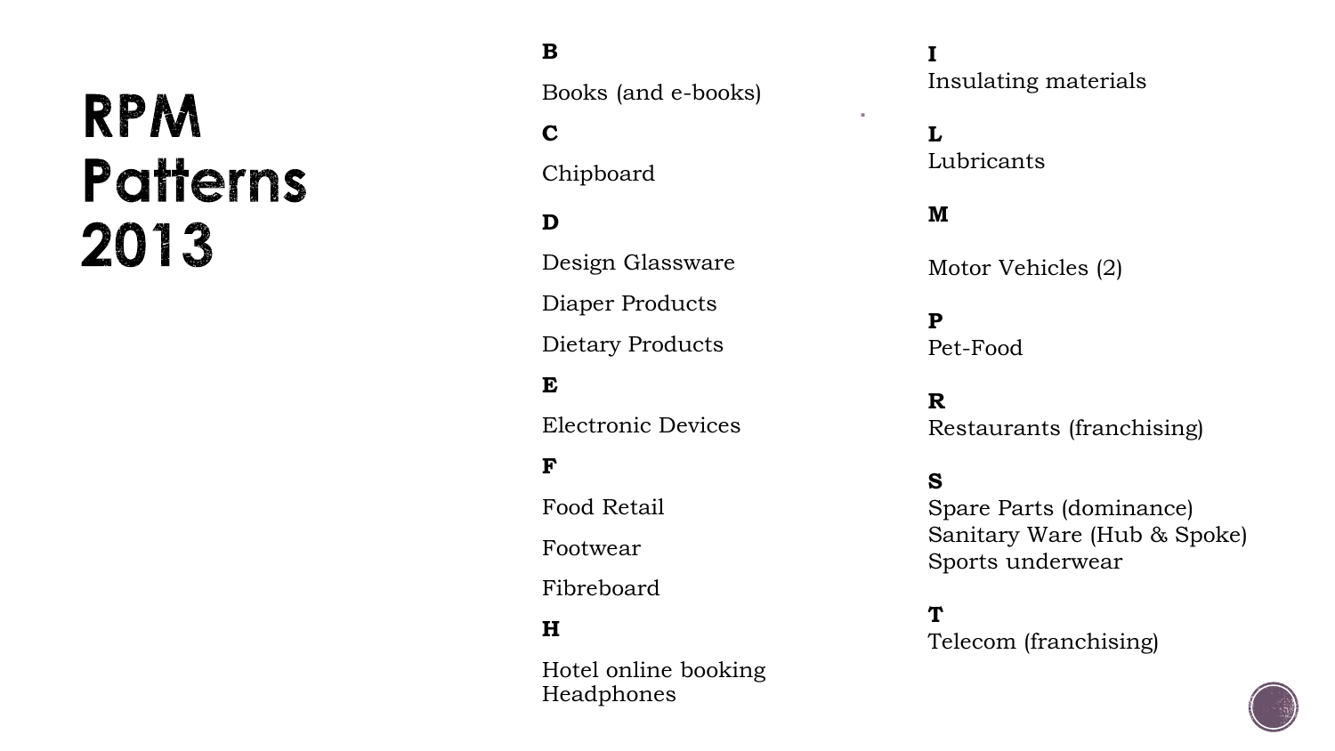# RPM Patterns 2013

**B**

Books (and e-books)

**C**

Chipboard

**D**

Design Glassware

Diaper Products

Dietary Products

**E**

Electronic Devices

**F**

Food Retail

Footwear

Fibreboard

**H**

Hotel online booking
Headphones

**I**
Insulating materials

**L**
Lubricants

**M**

Motor Vehicles (2)

**P**
Pet-Food

**R**
Restaurants (franchising)

**S**
Spare Parts (dominance)
Sanitary Ware (Hub & Spoke)
Sports underwear

**T**
Telecom (franchising)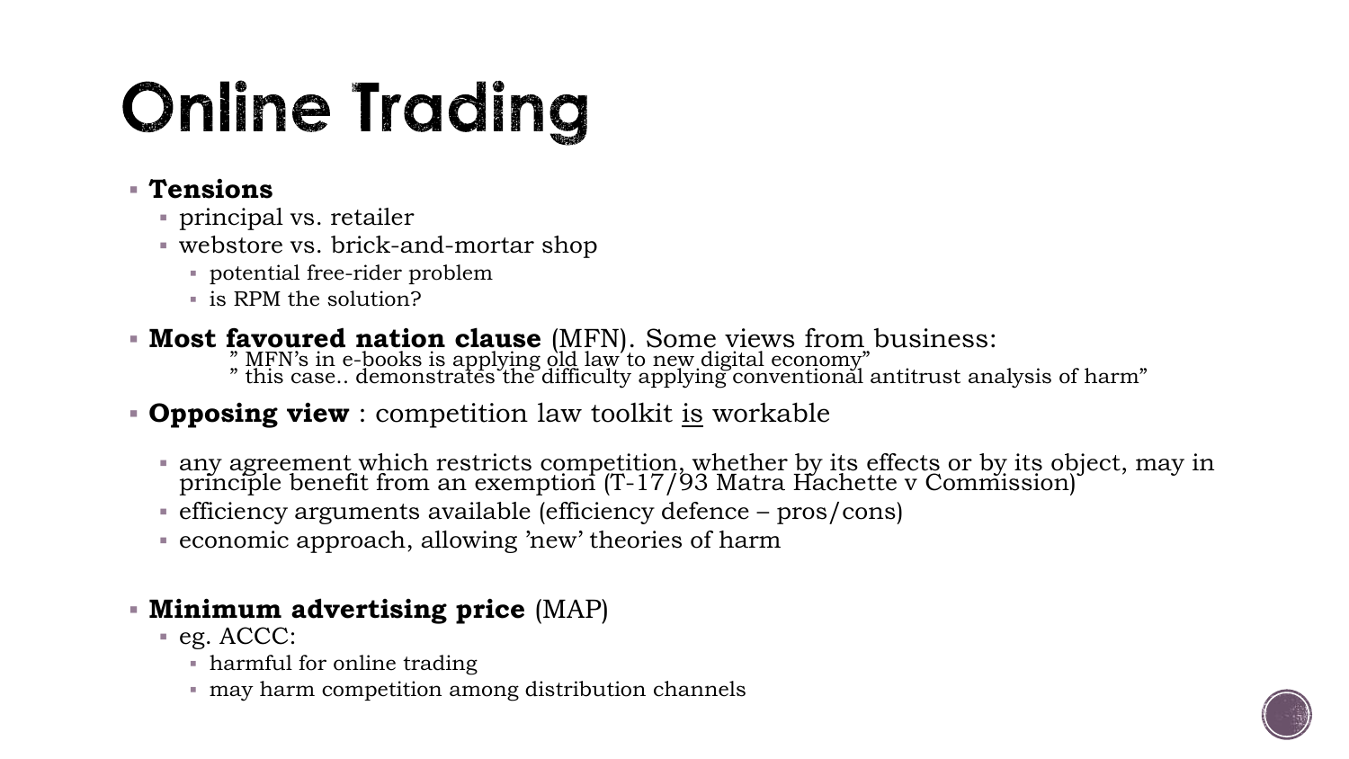# Online Trading

- **Tensions**
  - principal vs. retailer
  - webstore vs. brick-and-mortar shop
    - potential free-rider problem
    - is RPM the solution?
- **Most favoured nation clause** (MFN). Some views from business:
  - " MFN's in e-books is applying old law to new digital economy"
  - " this case.. demonstrates the difficulty applying conventional antitrust analysis of harm"
- **Opposing view** : competition law toolkit <u>is</u> workable
  - any agreement which restricts competition, whether by its effects or by its object, may in principle benefit from an exemption (T-17/93 Matra Hachette v Commission)
  - efficiency arguments available (efficiency defence – pros/cons)
  - economic approach, allowing 'new' theories of harm
- **Minimum advertising price** (MAP)
  - eg. ACCC:
    - harmful for online trading
    - may harm competition among distribution channels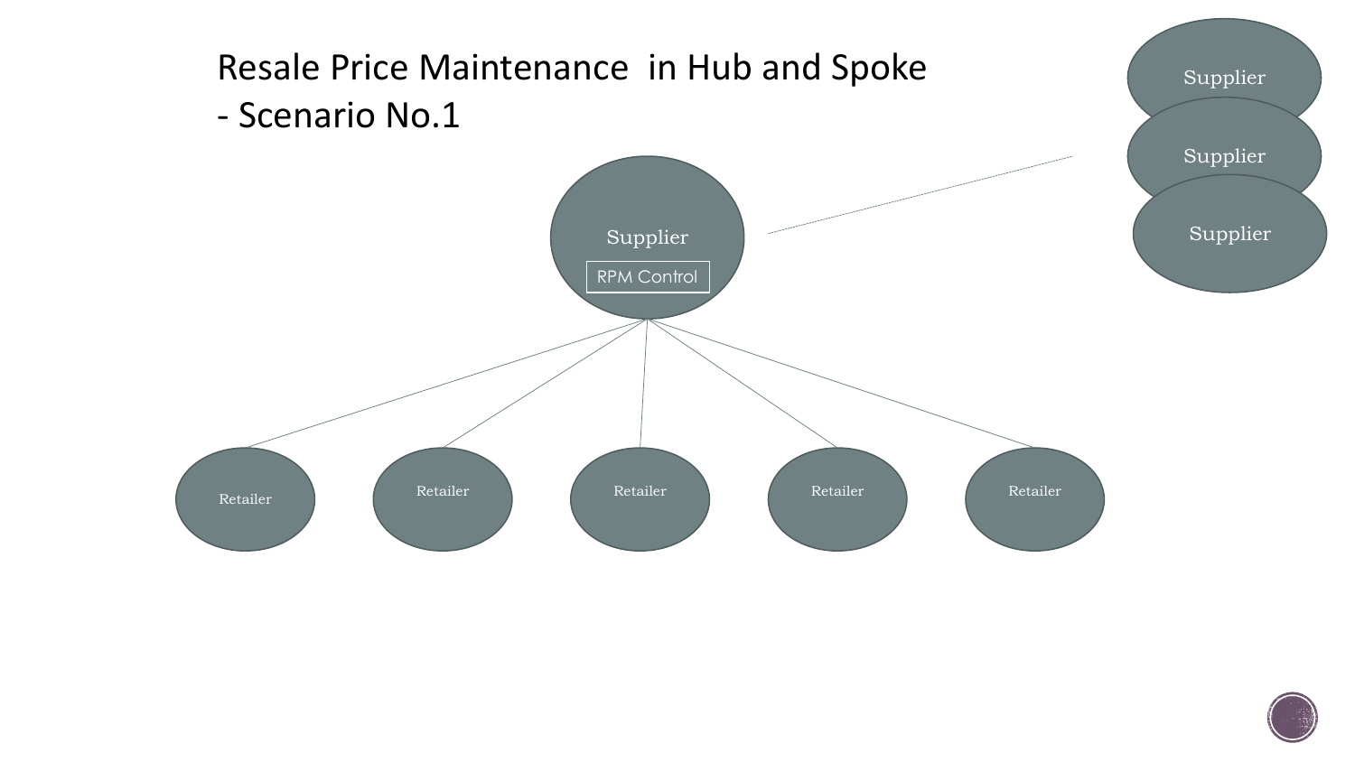# Resale Price Maintenance in Hub and Spoke - Scenario No.1

Supplier

RPM Control

Supplier

Supplier

Supplier

Retailer

Retailer

Retailer

Retailer

Retailer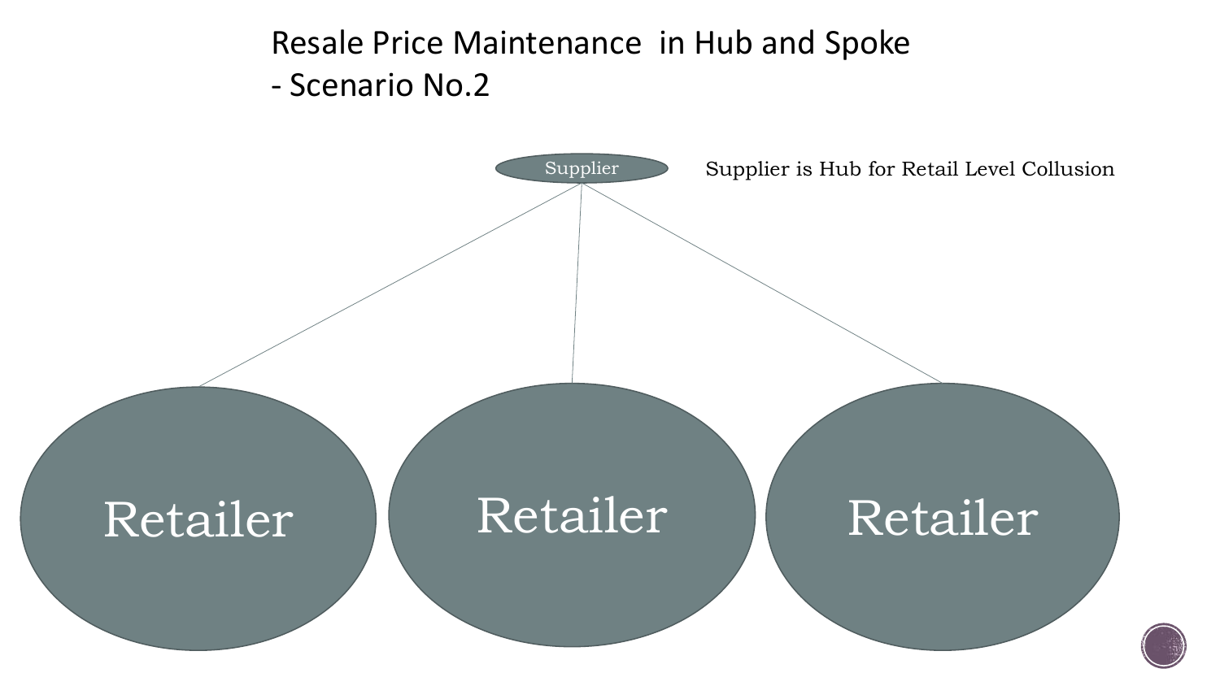# Resale Price Maintenance in Hub and Spoke - Scenario No.2

Supplier

Supplier is Hub for Retail Level Collusion

Retailer

Retailer

Retailer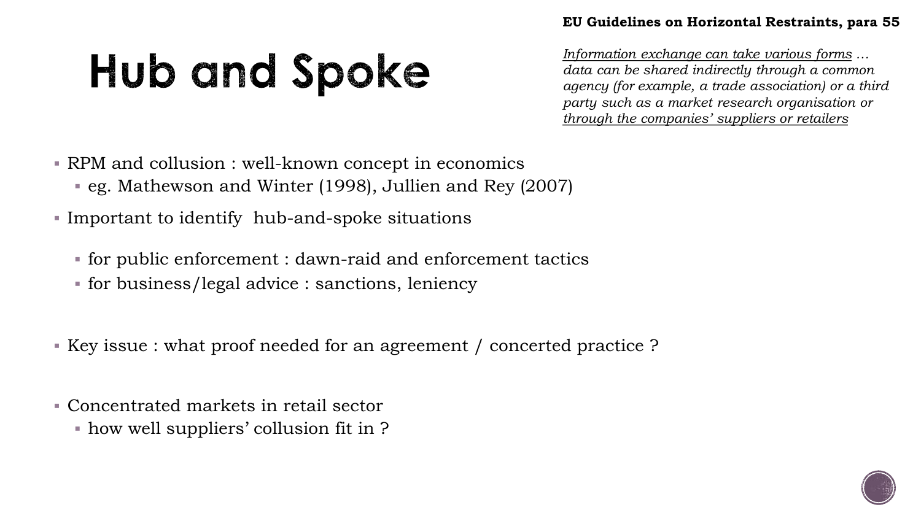# Hub and Spoke

**EU Guidelines on Horizontal Restraints, para 55**

*Information exchange can take various forms … data can be shared indirectly through a common agency (for example, a trade association) or a third party such as a market research organisation or through the companies' suppliers or retailers*

- RPM and collusion : well-known concept in economics
  - eg. Mathewson and Winter (1998), Jullien and Rey (2007)
- Important to identify hub-and-spoke situations
  - for public enforcement : dawn-raid and enforcement tactics
  - for business/legal advice : sanctions, leniency
- Key issue : what proof needed for an agreement / concerted practice ?
- Concentrated markets in retail sector
  - how well suppliers' collusion fit in ?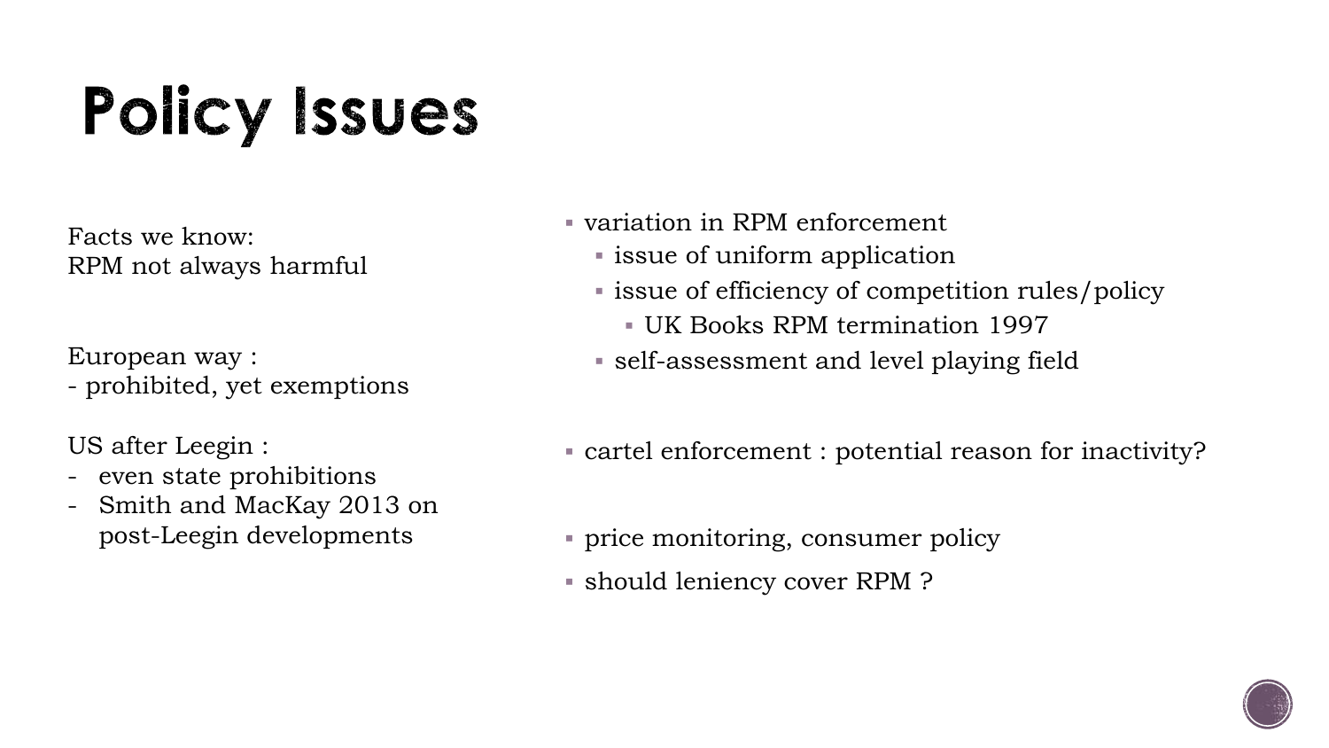# Policy Issues

Facts we know:
RPM not always harmful

European way :
- prohibited, yet exemptions

US after Leegin :
- even state prohibitions
- Smith and MacKay 2013 on post-Leegin developments

- variation in RPM enforcement
  - issue of uniform application
  - issue of efficiency of competition rules/policy
    - UK Books RPM termination 1997
  - self-assessment and level playing field
- cartel enforcement : potential reason for inactivity?
- price monitoring, consumer policy
- should leniency cover RPM ?